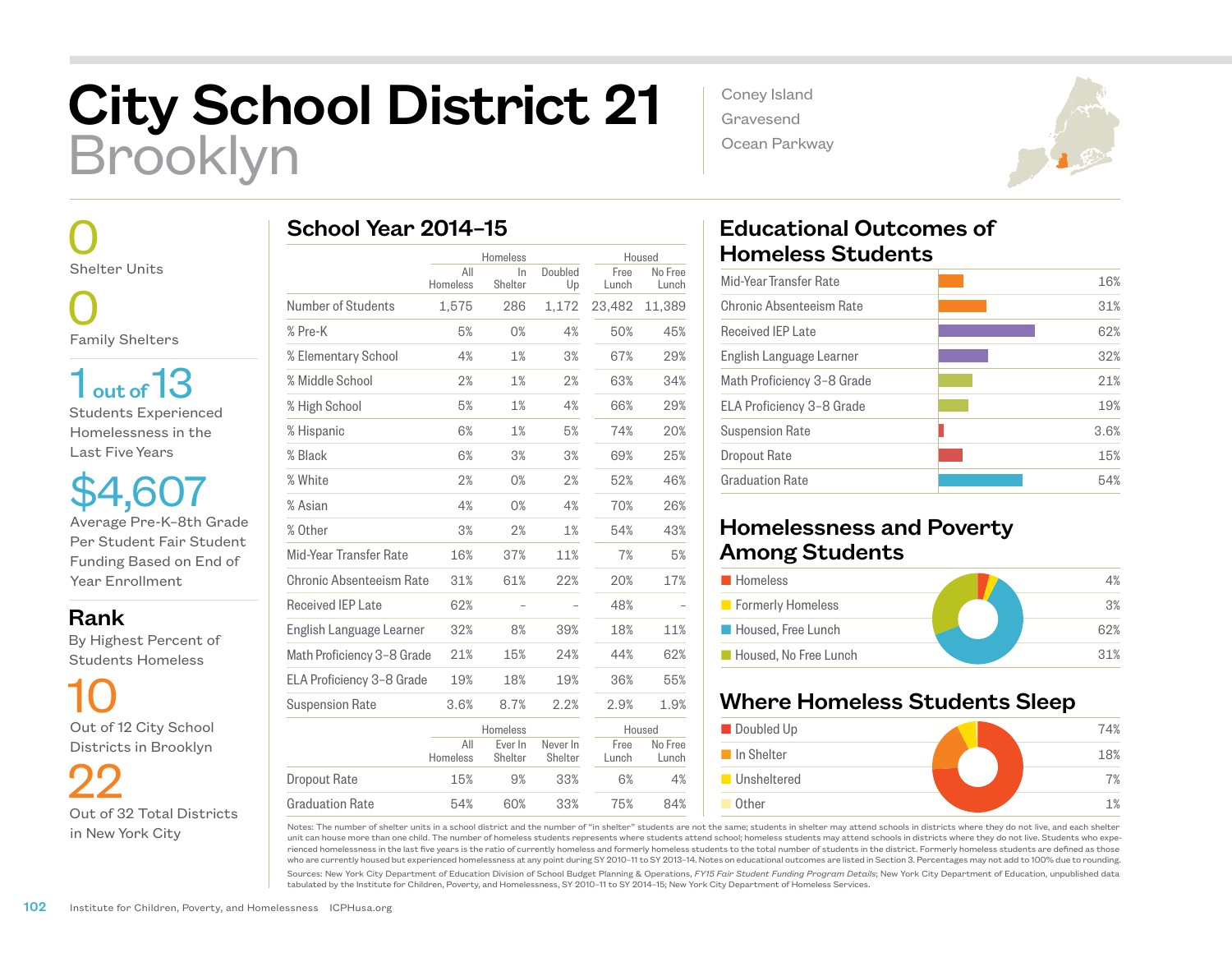# City School District 21
# Brooklyn

Coney Island
Gravesend
Ocean Parkway

**0**
Shelter Units

**0**
Family Shelters

**1 out of 13**
Students Experienced Homelessness in the Last Five Years

**$4,607**
Average Pre-K–8th Grade Per Student Fair Student Funding Based on End of Year Enrollment

## Rank

By Highest Percent of Students Homeless

**10**
Out of 12 City School Districts in Brooklyn

**22**
Out of 32 Total Districts in New York City

## School Year 2014–15

| | Homeless | | | Housed | |
|---|---|---|---|---|---|
| | All Homeless | In Shelter | Doubled Up | Free Lunch | No Free Lunch |
| Number of Students | 1,575 | 286 | 1,172 | 23,482 | 11,389 |
| % Pre-K | 5% | 0% | 4% | 50% | 45% |
| % Elementary School | 4% | 1% | 3% | 67% | 29% |
| % Middle School | 2% | 1% | 2% | 63% | 34% |
| % High School | 5% | 1% | 4% | 66% | 29% |
| % Hispanic | 6% | 1% | 5% | 74% | 20% |
| % Black | 6% | 3% | 3% | 69% | 25% |
| % White | 2% | 0% | 2% | 52% | 46% |
| % Asian | 4% | 0% | 4% | 70% | 26% |
| % Other | 3% | 2% | 1% | 54% | 43% |
| Mid-Year Transfer Rate | 16% | 37% | 11% | 7% | 5% |
| Chronic Absenteeism Rate | 31% | 61% | 22% | 20% | 17% |
| Received IEP Late | 62% | – | – | 48% | – |
| English Language Learner | 32% | 8% | 39% | 18% | 11% |
| Math Proficiency 3–8 Grade | 21% | 15% | 24% | 44% | 62% |
| ELA Proficiency 3–8 Grade | 19% | 18% | 19% | 36% | 55% |
| Suspension Rate | 3.6% | 8.7% | 2.2% | 2.9% | 1.9% |

| | Homeless | | | Housed | |
|---|---|---|---|---|---|
| | All Homeless | Ever In Shelter | Never In Shelter | Free Lunch | No Free Lunch |
| Dropout Rate | 15% | 9% | 33% | 6% | 4% |
| Graduation Rate | 54% | 60% | 33% | 75% | 84% |

## Educational Outcomes of Homeless Students

| Outcome | Rate |
|---|---|
| Mid-Year Transfer Rate | 16% |
| Chronic Absenteeism Rate | 31% |
| Received IEP Late | 62% |
| English Language Learner | 32% |
| Math Proficiency 3–8 Grade | 21% |
| ELA Proficiency 3–8 Grade | 19% |
| Suspension Rate | 3.6% |
| Dropout Rate | 15% |
| Graduation Rate | 54% |

## Homelessness and Poverty Among Students

| Category | Percent |
|---|---|
| Homeless | 4% |
| Formerly Homeless | 3% |
| Housed, Free Lunch | 62% |
| Housed, No Free Lunch | 31% |

## Where Homeless Students Sleep

| Category | Percent |
|---|---|
| Doubled Up | 74% |
| In Shelter | 18% |
| Unsheltered | 7% |
| Other | 1% |

Notes: The number of shelter units in a school district and the number of "in shelter" students are not the same; students in shelter may attend schools in districts where they do not live, and each shelter unit can house more than one child. The number of homeless students represents where students attend school; homeless students may attend schools in districts where they do not live. Students who experienced homelessness in the last five years is the ratio of currently homeless and formerly homeless students to the total number of students in the district. Formerly homeless students are defined as those who are currently housed but experienced homelessness at any point during SY 2010–11 to SY 2013–14. Notes on educational outcomes are listed in Section 3. Percentages may not add to 100% due to rounding.

Sources: New York City Department of Education Division of School Budget Planning & Operations, *FY15 Fair Student Funding Program Details*; New York City Department of Education, unpublished data tabulated by the Institute for Children, Poverty, and Homelessness, SY 2010–11 to SY 2014–15; New York City Department of Homeless Services.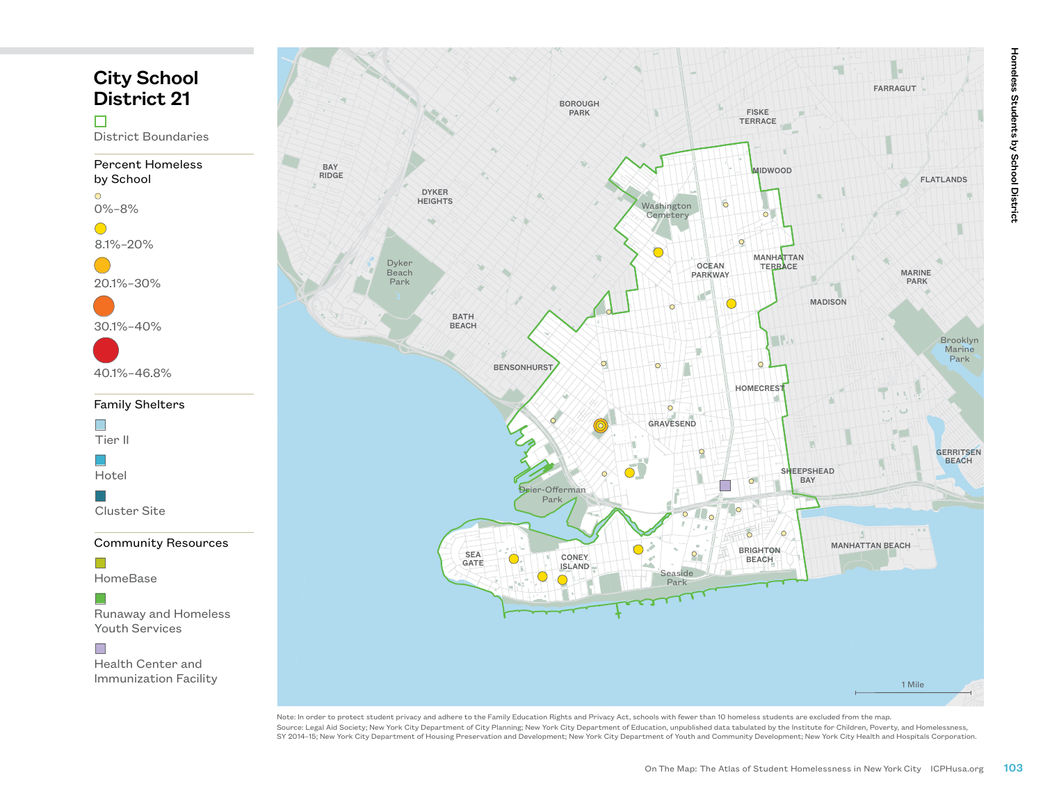# City School District 21

District Boundaries

**Percent Homeless by School**

0%–8%

8.1%–20%

20.1%–30%

30.1%–40%

40.1%–46.8%

**Family Shelters**

Tier II

Hotel

Cluster Site

**Community Resources**

HomeBase

Runaway and Homeless Youth Services

Health Center and Immunization Facility

BOROUGH PARK
FISKE TERRACE
FARRAGUT
BAY RIDGE
DYKER HEIGHTS
MIDWOOD
FLATLANDS
Washington Cemetery
Dyker Beach Park
OCEAN PARKWAY
MANHATTAN TERRACE
MARINE PARK
BATH BEACH
MADISON
Brooklyn Marine Park
BENSONHURST
HOMECREST
GRAVESEND
GERRITSEN BEACH
SHEEPSHEAD BAY
Drier-Offerman Park
SEA GATE
CONEY ISLAND
BRIGHTON BEACH
MANHATTAN BEACH
Seaside Park
1 Mile

Note: In order to protect student privacy and adhere to the Family Education Rights and Privacy Act, schools with fewer than 10 homeless students are excluded from the map.

Source: Legal Aid Society; New York City Department of City Planning; New York City Department of Education, unpublished data tabulated by the Institute for Children, Poverty, and Homelessness, SY 2014–15; New York City Department of Housing Preservation and Development; New York City Department of Youth and Community Development; New York City Health and Hospitals Corporation.